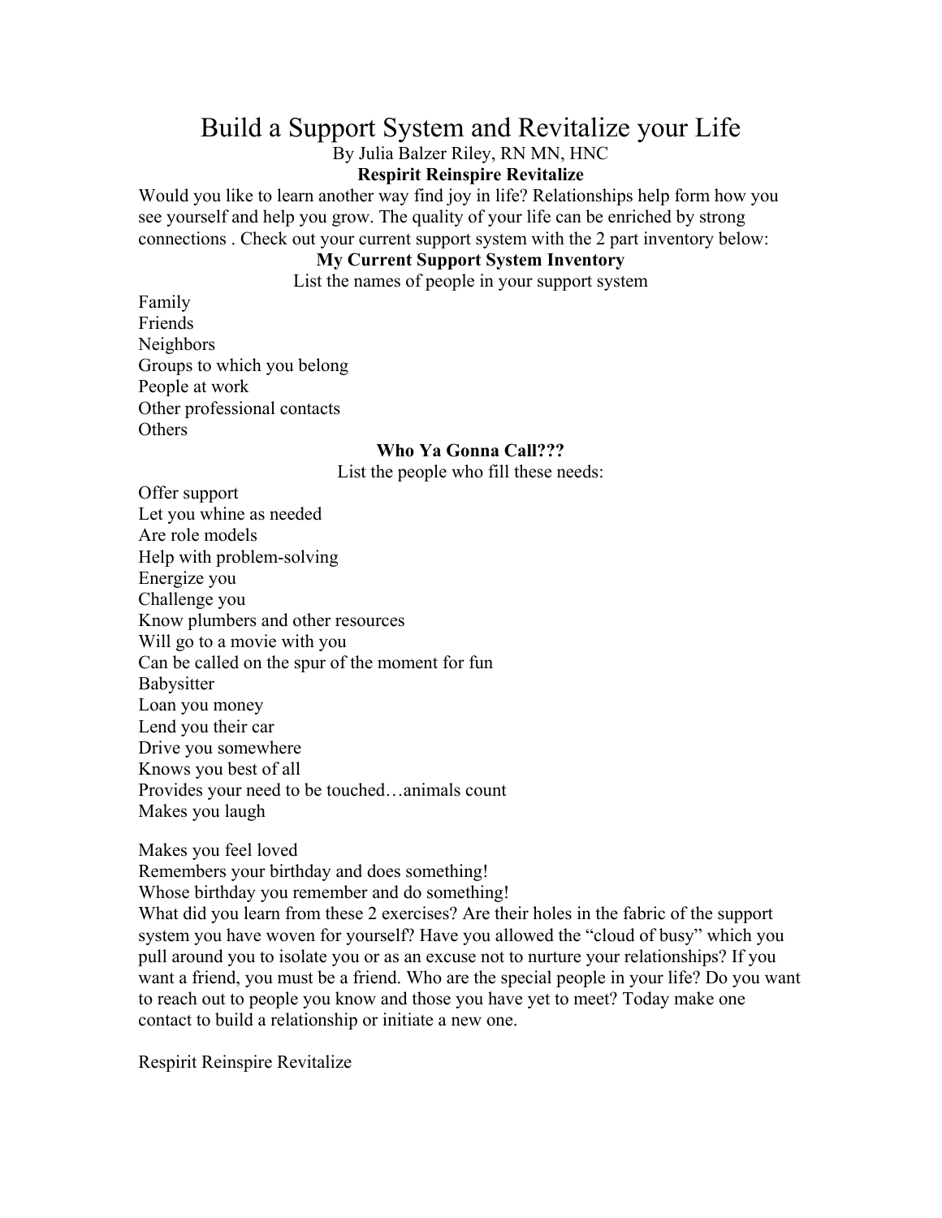# Build a Support System and Revitalize your Life

By Julia Balzer Riley, RN MN, HNC

**Respirit Reinspire Revitalize**

Would you like to learn another way find joy in life? Relationships help form how you see yourself and help you grow. The quality of your life can be enriched by strong connections . Check out your current support system with the 2 part inventory below:

**My Current Support System Inventory**

List the names of people in your support system

Family
Friends
Neighbors
Groups to which you belong
People at work
Other professional contacts
Others

**Who Ya Gonna Call???**

List the people who fill these needs:

Offer support
Let you whine as needed
Are role models
Help with problem-solving
Energize you
Challenge you
Know plumbers and other resources
Will go to a movie with you
Can be called on the spur of the moment for fun
Babysitter
Loan you money
Lend you their car
Drive you somewhere
Knows you best of all
Provides your need to be touched…animals count
Makes you laugh

Makes you feel loved
Remembers your birthday and does something!
Whose birthday you remember and do something!

What did you learn from these 2 exercises? Are their holes in the fabric of the support system you have woven for yourself? Have you allowed the "cloud of busy" which you pull around you to isolate you or as an excuse not to nurture your relationships? If you want a friend, you must be a friend. Who are the special people in your life? Do you want to reach out to people you know and those you have yet to meet? Today make one contact to build a relationship or initiate a new one.

Respirit Reinspire Revitalize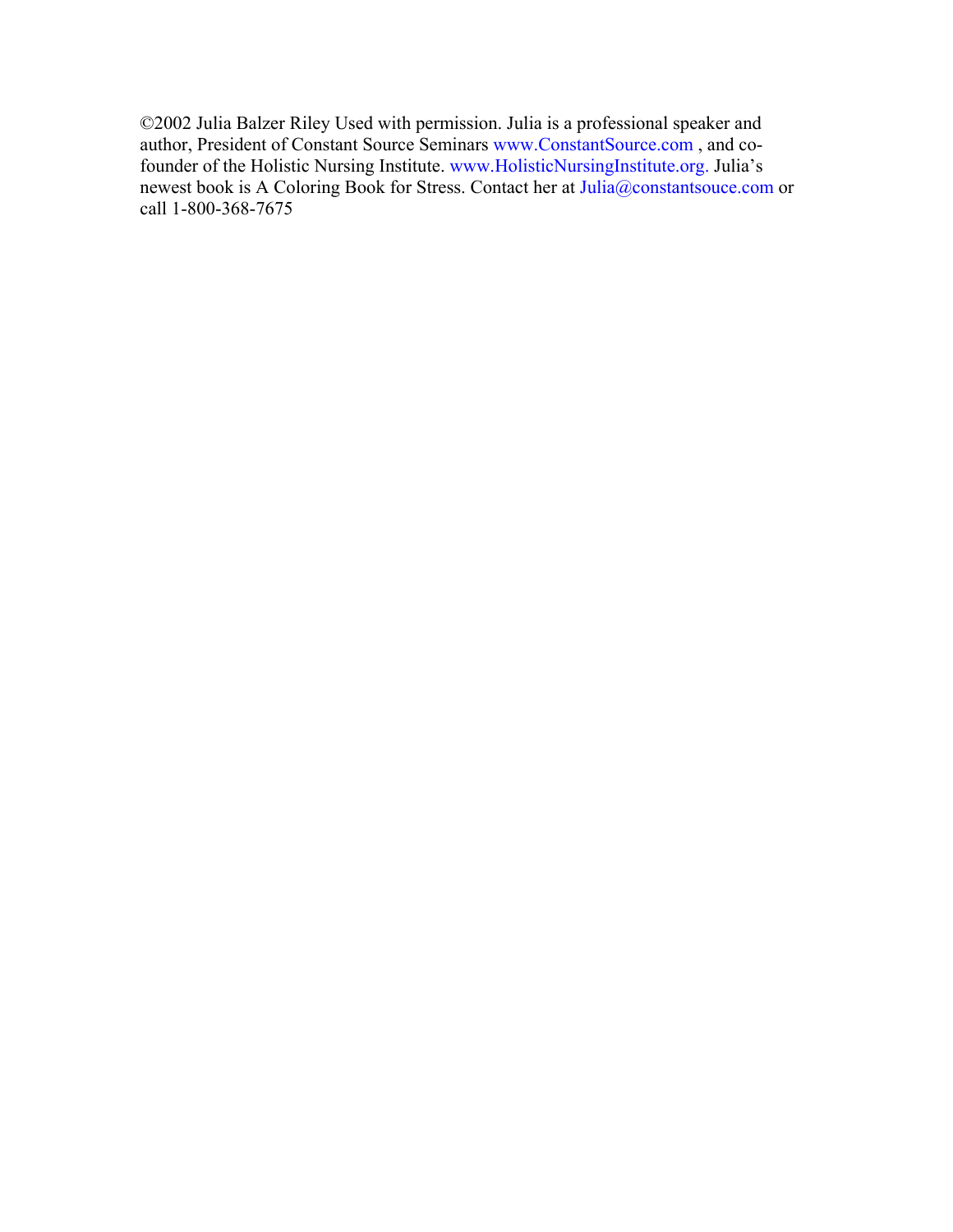©2002 Julia Balzer Riley Used with permission. Julia is a professional speaker and author, President of Constant Source Seminars www.ConstantSource.com , and co-founder of the Holistic Nursing Institute. www.HolisticNursingInstitute.org. Julia's newest book is A Coloring Book for Stress. Contact her at Julia@constantsouce.com or call 1-800-368-7675